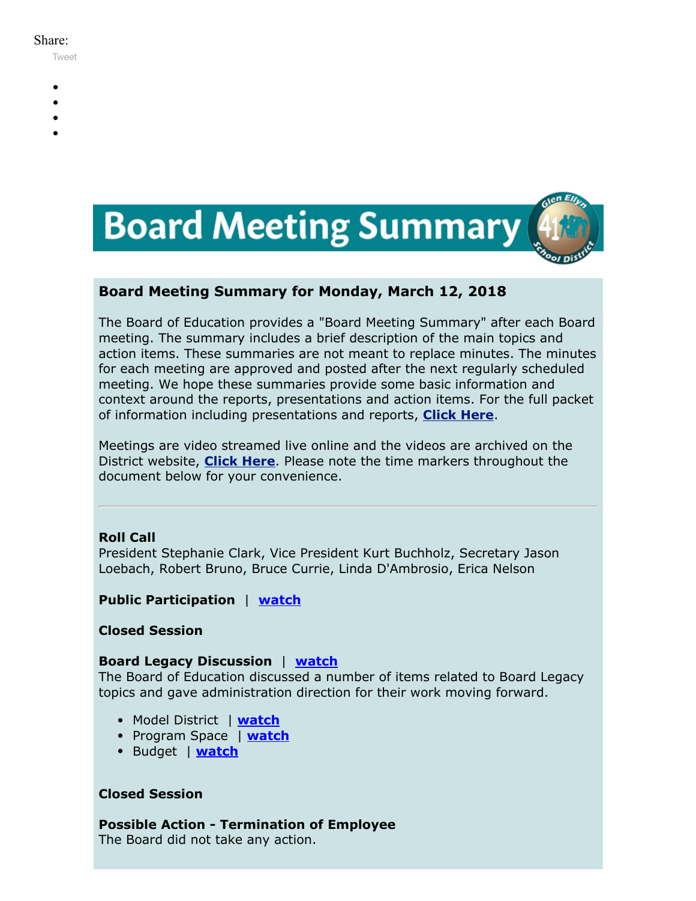Share:

Tweet

# Board Meeting Summary

## Board Meeting Summary for Monday, March 12, 2018

The Board of Education provides a "Board Meeting Summary" after each Board meeting. The summary includes a brief description of the main topics and action items. These summaries are not meant to replace minutes. The minutes for each meeting are approved and posted after the next regularly scheduled meeting. We hope these summaries provide some basic information and context around the reports, presentations and action items. For the full packet of information including presentations and reports, **Click Here**.

Meetings are video streamed live online and the videos are archived on the District website, **Click Here**. Please note the time markers throughout the document below for your convenience.

---

**Roll Call**
President Stephanie Clark, Vice President Kurt Buchholz, Secretary Jason Loebach, Robert Bruno, Bruce Currie, Linda D'Ambrosio, Erica Nelson

**Public Participation** | **watch**

**Closed Session**

**Board Legacy Discussion** | **watch**
The Board of Education discussed a number of items related to Board Legacy topics and gave administration direction for their work moving forward.

- Model District | **watch**
- Program Space | **watch**
- Budget | **watch**

**Closed Session**

**Possible Action - Termination of Employee**
The Board did not take any action.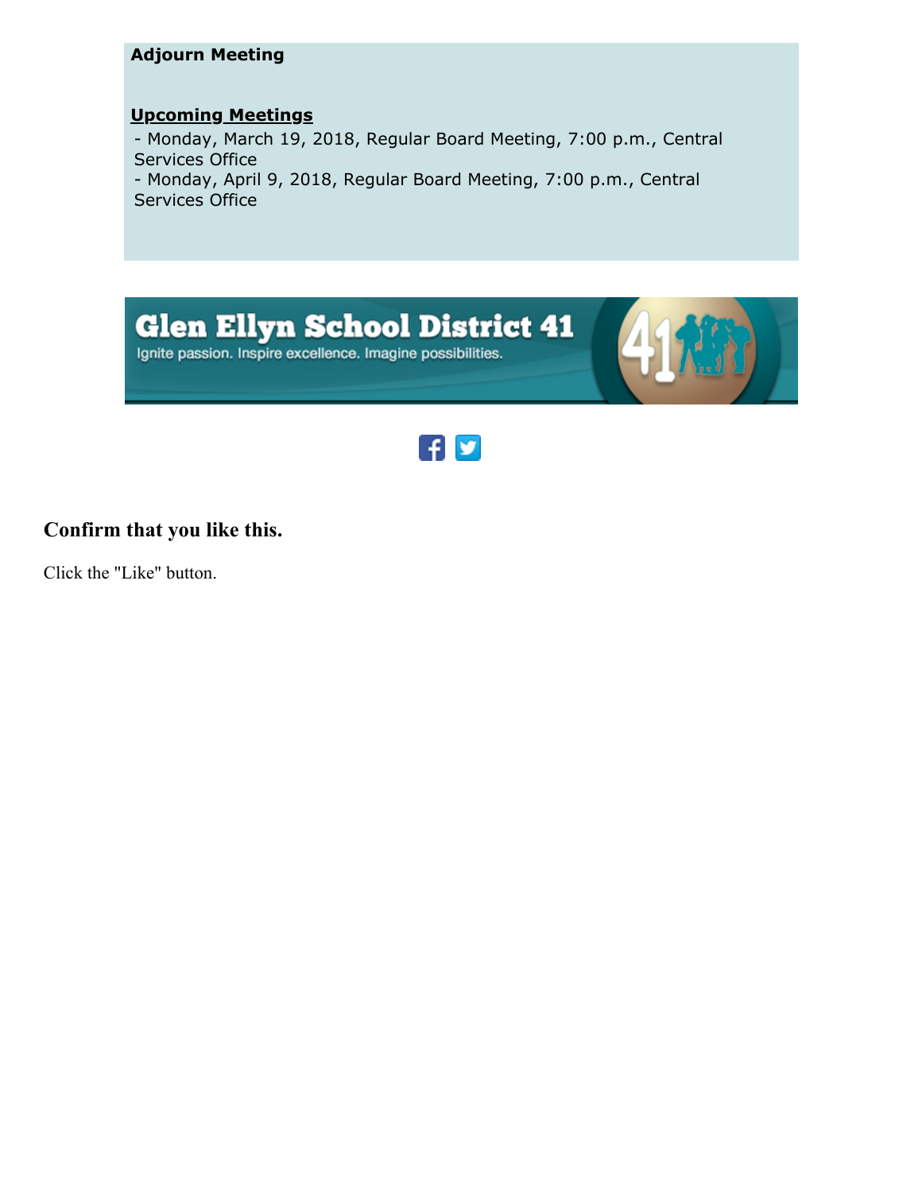**Adjourn Meeting**

**Upcoming Meetings**

- Monday, March 19, 2018, Regular Board Meeting, 7:00 p.m., Central Services Office
- Monday, April 9, 2018, Regular Board Meeting, 7:00 p.m., Central Services Office

Glen Ellyn School District 41

Ignite passion. Inspire excellence. Imagine possibilities.

## Confirm that you like this.

Click the "Like" button.